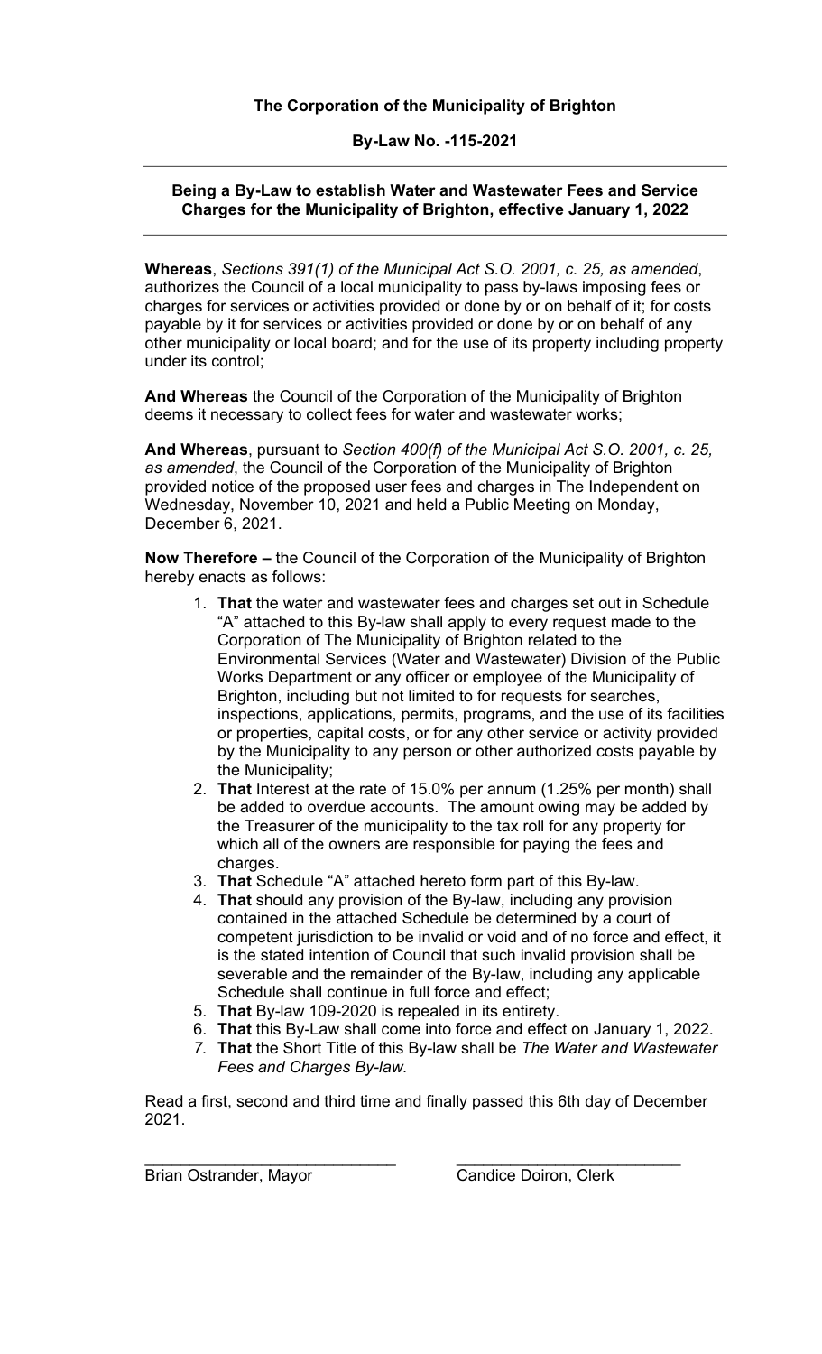**The Corporation of the Municipality of Brighton**

**By-Law No. -115-2021**

---

**Being a By-Law to establish Water and Wastewater Fees and Service Charges for the Municipality of Brighton, effective January 1, 2022**

---

**Whereas**, *Sections 391(1) of the Municipal Act S.O. 2001, c. 25, as amended*, authorizes the Council of a local municipality to pass by-laws imposing fees or charges for services or activities provided or done by or on behalf of it; for costs payable by it for services or activities provided or done by or on behalf of any other municipality or local board; and for the use of its property including property under its control;

**And Whereas** the Council of the Corporation of the Municipality of Brighton deems it necessary to collect fees for water and wastewater works;

**And Whereas**, pursuant to *Section 400(f) of the Municipal Act S.O. 2001, c. 25, as amended*, the Council of the Corporation of the Municipality of Brighton provided notice of the proposed user fees and charges in The Independent on Wednesday, November 10, 2021 and held a Public Meeting on Monday, December 6, 2021.

**Now Therefore –** the Council of the Corporation of the Municipality of Brighton hereby enacts as follows:

1. **That** the water and wastewater fees and charges set out in Schedule "A" attached to this By-law shall apply to every request made to the Corporation of The Municipality of Brighton related to the Environmental Services (Water and Wastewater) Division of the Public Works Department or any officer or employee of the Municipality of Brighton, including but not limited to for requests for searches, inspections, applications, permits, programs, and the use of its facilities or properties, capital costs, or for any other service or activity provided by the Municipality to any person or other authorized costs payable by the Municipality;
2. **That** Interest at the rate of 15.0% per annum (1.25% per month) shall be added to overdue accounts. The amount owing may be added by the Treasurer of the municipality to the tax roll for any property for which all of the owners are responsible for paying the fees and charges.
3. **That** Schedule "A" attached hereto form part of this By-law.
4. **That** should any provision of the By-law, including any provision contained in the attached Schedule be determined by a court of competent jurisdiction to be invalid or void and of no force and effect, it is the stated intention of Council that such invalid provision shall be severable and the remainder of the By-law, including any applicable Schedule shall continue in full force and effect;
5. **That** By-law 109-2020 is repealed in its entirety.
6. **That** this By-Law shall come into force and effect on January 1, 2022.
7. **That** the Short Title of this By-law shall be *The Water and Wastewater Fees and Charges By-law.*

Read a first, second and third time and finally passed this 6th day of December 2021.

\_\_\_\_\_\_\_\_\_\_\_\_\_\_\_\_\_\_\_\_\_\_\_\_\_\_\_\_ \_\_\_\_\_\_\_\_\_\_\_\_\_\_\_\_\_\_\_\_\_\_\_\_\_\_\_\_

Brian Ostrander, Mayor Candice Doiron, Clerk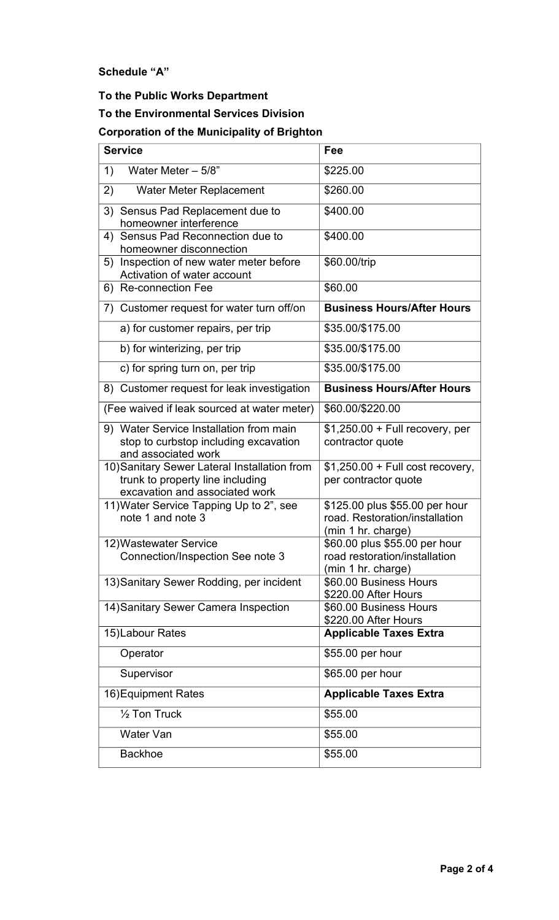**Schedule "A"**

**To the Public Works Department**

**To the Environmental Services Division**

**Corporation of the Municipality of Brighton**

| Service | Fee |
|---|---|
| 1) Water Meter – 5/8" | $225.00 |
| 2) Water Meter Replacement | $260.00 |
| 3) Sensus Pad Replacement due to homeowner interference | $400.00 |
| 4) Sensus Pad Reconnection due to homeowner disconnection | $400.00 |
| 5) Inspection of new water meter before Activation of water account | $60.00/trip |
| 6) Re-connection Fee | $60.00 |
| 7) Customer request for water turn off/on | **Business Hours/After Hours** |
| a) for customer repairs, per trip | $35.00/$175.00 |
| b) for winterizing, per trip | $35.00/$175.00 |
| c) for spring turn on, per trip | $35.00/$175.00 |
| 8) Customer request for leak investigation | **Business Hours/After Hours** |
| (Fee waived if leak sourced at water meter) | $60.00/$220.00 |
| 9) Water Service Installation from main stop to curbstop including excavation and associated work | $1,250.00 + Full recovery, per contractor quote |
| 10) Sanitary Sewer Lateral Installation from trunk to property line including excavation and associated work | $1,250.00 + Full cost recovery, per contractor quote |
| 11) Water Service Tapping Up to 2", see note 1 and note 3 | $125.00 plus $55.00 per hour road. Restoration/installation (min 1 hr. charge) |
| 12) Wastewater Service Connection/Inspection See note 3 | $60.00 plus $55.00 per hour road restoration/installation (min 1 hr. charge) |
| 13) Sanitary Sewer Rodding, per incident | $60.00 Business Hours<br>$220.00 After Hours |
| 14) Sanitary Sewer Camera Inspection | $60.00 Business Hours<br>$220.00 After Hours |
| 15) Labour Rates | **Applicable Taxes Extra** |
| Operator | $55.00 per hour |
| Supervisor | $65.00 per hour |
| 16) Equipment Rates | **Applicable Taxes Extra** |
| ½ Ton Truck | $55.00 |
| Water Van | $55.00 |
| Backhoe | $55.00 |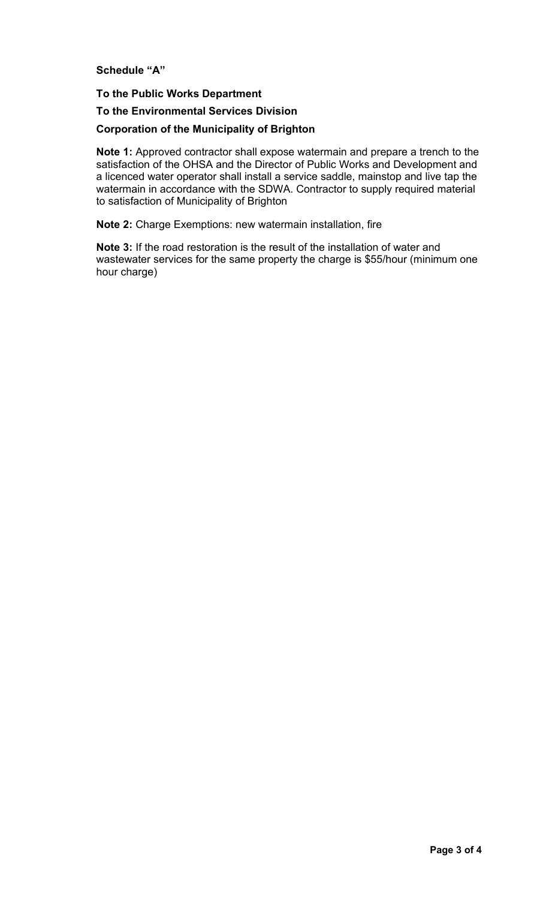**Schedule "A"**

**To the Public Works Department**

**To the Environmental Services Division**

**Corporation of the Municipality of Brighton**

**Note 1:** Approved contractor shall expose watermain and prepare a trench to the satisfaction of the OHSA and the Director of Public Works and Development and a licenced water operator shall install a service saddle, mainstop and live tap the watermain in accordance with the SDWA. Contractor to supply required material to satisfaction of Municipality of Brighton

**Note 2:** Charge Exemptions: new watermain installation, fire

**Note 3:** If the road restoration is the result of the installation of water and wastewater services for the same property the charge is $55/hour (minimum one hour charge)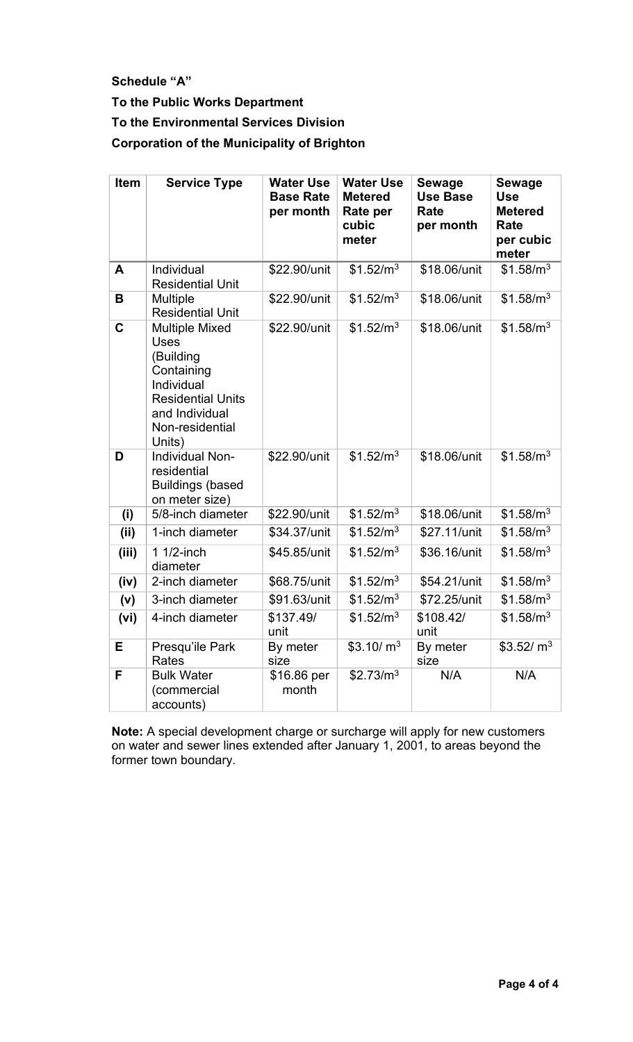**Schedule "A"**

**To the Public Works Department**

**To the Environmental Services Division**

**Corporation of the Municipality of Brighton**

| Item | Service Type | Water Use Base Rate per month | Water Use Metered Rate per cubic meter | Sewage Use Base Rate per month | Sewage Use Metered Rate per cubic meter |
|---|---|---|---|---|---|
| **A** | Individual Residential Unit | \$22.90/unit | \$1.52/$m^3$ | \$18.06/unit | \$1.58/$m^3$ |
| **B** | Multiple Residential Unit | \$22.90/unit | \$1.52/$m^3$ | \$18.06/unit | \$1.58/$m^3$ |
| **C** | Multiple Mixed Uses (Building Containing Individual Residential Units and Individual Non-residential Units) | \$22.90/unit | \$1.52/$m^3$ | \$18.06/unit | \$1.58/$m^3$ |
| **D** | Individual Non-residential Buildings (based on meter size) | \$22.90/unit | \$1.52/$m^3$ | \$18.06/unit | \$1.58/$m^3$ |
| **(i)** | 5/8-inch diameter | \$22.90/unit | \$1.52/$m^3$ | \$18.06/unit | \$1.58/$m^3$ |
| **(ii)** | 1-inch diameter | \$34.37/unit | \$1.52/$m^3$ | \$27.11/unit | \$1.58/$m^3$ |
| **(iii)** | 1 1/2-inch diameter | \$45.85/unit | \$1.52/$m^3$ | \$36.16/unit | \$1.58/$m^3$ |
| **(iv)** | 2-inch diameter | \$68.75/unit | \$1.52/$m^3$ | \$54.21/unit | \$1.58/$m^3$ |
| **(v)** | 3-inch diameter | \$91.63/unit | \$1.52/$m^3$ | \$72.25/unit | \$1.58/$m^3$ |
| **(vi)** | 4-inch diameter | \$137.49/ unit | \$1.52/$m^3$ | \$108.42/ unit | \$1.58/$m^3$ |
| **E** | Presqu'ile Park Rates | By meter size | \$3.10/ $m^3$ | By meter size | \$3.52/ $m^3$ |
| **F** | Bulk Water (commercial accounts) | \$16.86 per month | \$2.73/$m^3$ | N/A | N/A |

**Note:** A special development charge or surcharge will apply for new customers on water and sewer lines extended after January 1, 2001, to areas beyond the former town boundary.